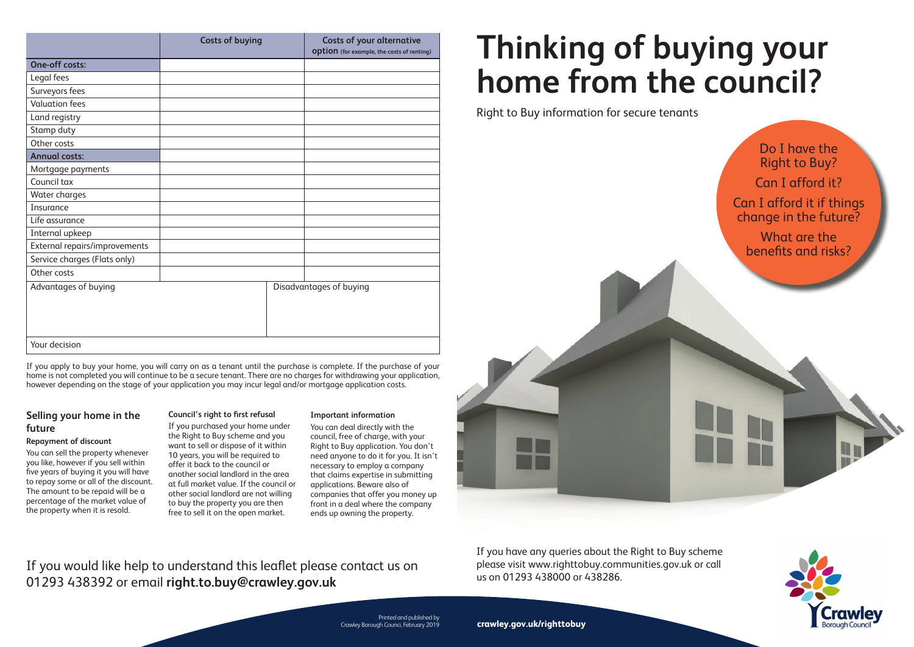| | Costs of buying | Costs of your alternative option (for example, the costs of renting) |
|---|---|---|
| **One-off costs:** | | |
| Legal fees | | |
| Surveyors fees | | |
| Valuation fees | | |
| Land registry | | |
| Stamp duty | | |
| Other costs | | |
| **Annual costs:** | | |
| Mortgage payments | | |
| Council tax | | |
| Water charges | | |
| Insurance | | |
| Life assurance | | |
| Internal upkeep | | |
| External repairs/improvements | | |
| Service charges (Flats only) | | |
| Other costs | | |

| Advantages of buying | Disadvantages of buying |
|---|---|
| | |
| Your decision | |

If you apply to buy your home, you will carry on as a tenant until the purchase is complete. If the purchase of your home is not completed you will continue to be a secure tenant. There are no charges for withdrawing your application, however depending on the stage of your application you may incur legal and/or mortgage application costs.

## Selling your home in the future

### Repayment of discount

You can sell the property whenever you like, however if you sell within five years of buying it you will have to repay some or all of the discount. The amount to be repaid will be a percentage of the market value of the property when it is resold.

### Council's right to first refusal

If you purchased your home under the Right to Buy scheme and you want to sell or dispose of it within 10 years, you will be required to offer it back to the council or another social landlord in the area at full market value. If the council or other social landlord are not willing to buy the property you are then free to sell it on the open market.

### Important information

You can deal directly with the council, free of charge, with your Right to Buy application. You don't need anyone to do it for you. It isn't necessary to employ a company that claims expertise in submitting applications. Beware also of companies that offer you money up front in a deal where the company ends up owning the property.

If you would like help to understand this leaflet please contact us on 01293 438392 or email **right.to.buy@crawley.gov.uk**

Printed and published by Crawley Borough Counci, February 2019

# Thinking of buying your home from the council?

Right to Buy information for secure tenants

Do I have the Right to Buy?

Can I afford it?

Can I afford it if things change in the future?

What are the benefits and risks?

If you have any queries about the Right to Buy scheme please visit www.righttobuy.communities.gov.uk or call us on 01293 438000 or 438286.

**crawley.gov.uk/righttobuy**

Crawley Borough Council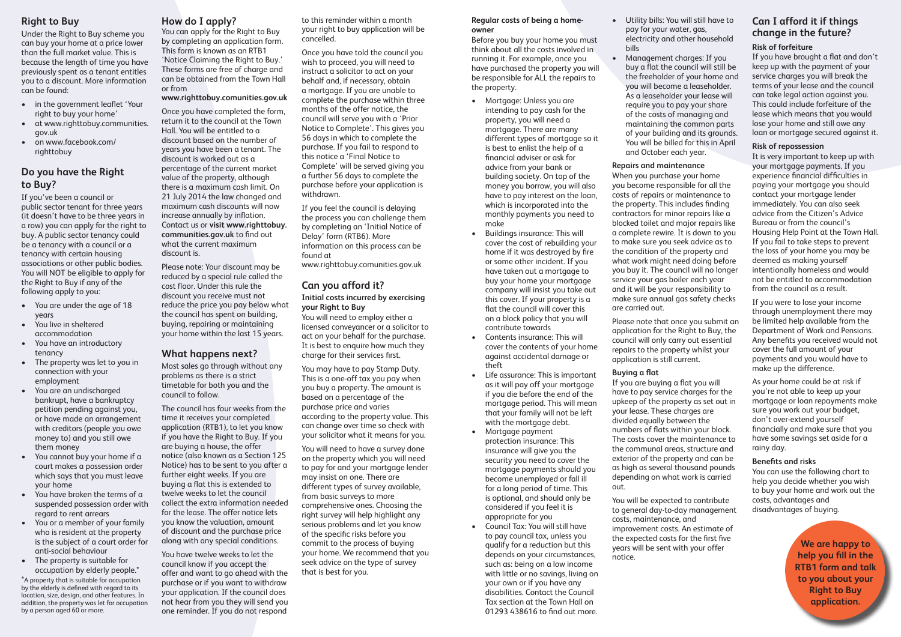## Right to Buy

Under the Right to Buy scheme you can buy your home at a price lower than the full market value. This is because the length of time you have previously spent as a tenant entitles you to a discount. More information can be found:

- in the government leaflet 'Your right to buy your home'
- at www.righttobuy.communities.gov.uk
- on www.facebook.com/righttobuy

## Do you have the Right to Buy?

If you've been a council or public sector tenant for three years (it doesn't have to be three years in a row) you can apply for the right to buy. A public sector tenancy could be a tenancy with a council or a tenancy with certain housing associations or other public bodies. You will NOT be eligible to apply for the Right to Buy if any of the following apply to you:

- You are under the age of 18 years
- You live in sheltered accommodation
- You have an introductory tenancy
- The property was let to you in connection with your employment
- You are an undischarged bankrupt, have a bankruptcy petition pending against you, or have made an arrangement with creditors (people you owe money to) and you still owe them money
- You cannot buy your home if a court makes a possession order which says that you must leave your home
- You have broken the terms of a suspended possession order with regard to rent arrears
- You or a member of your family who is resident at the property is the subject of a court order for anti-social behaviour
- The property is suitable for occupation by elderly people.*

*A property that is suitable for occupation by the elderly is defined with regard to its location, size, design, and other features. In addition, the property was let for occupation by a person aged 60 or more.

## How do I apply?

You can apply for the Right to Buy by completing an application form. This form is known as an RTB1 'Notice Claiming the Right to Buy.' These forms are free of charge and can be obtained from the Town Hall or from **www.righttobuy.comunities.gov.uk**

Once you have completed the form, return it to the council at the Town Hall. You will be entitled to a discount based on the number of years you have been a tenant. The discount is worked out as a percentage of the current market value of the property, although there is a maximum cash limit. On 21 July 2014 the law changed and maximum cash discounts will now increase annually by inflation. Contact us or **visit www.righttobuy.communities.gov.uk** to find out what the current maximum discount is.

Please note: Your discount may be reduced by a special rule called the cost floor. Under this rule the discount you receive must not reduce the price you pay below what the council has spent on building, buying, repairing or maintaining your home within the last 15 years.

## What happens next?

Most sales go through without any problems as there is a strict timetable for both you and the council to follow.

The council has four weeks from the time it receives your completed application (RTB1), to let you know if you have the Right to Buy. If you are buying a house, the offer notice (also known as a Section 125 Notice) has to be sent to you after a further eight weeks. If you are buying a flat this is extended to twelve weeks to let the council collect the extra information needed for the lease. The offer notice lets you know the valuation, amount of discount and the purchase price along with any special conditions.

You have twelve weeks to let the council know if you accept the offer and want to go ahead with the purchase or if you want to withdraw your application. If the council does not hear from you they will send you one reminder. If you do not respond to this reminder within a month your right to buy application will be cancelled.

Once you have told the council you wish to proceed, you will need to instruct a solicitor to act on your behalf and, if necessary, obtain a mortgage. If you are unable to complete the purchase within three months of the offer notice, the council will serve you with a 'Prior Notice to Complete'. This gives you 56 days in which to complete the purchase. If you fail to respond to this notice a 'Final Notice to Complete' will be served giving you a further 56 days to complete the purchase before your application is withdrawn.

If you feel the council is delaying the process you can challenge them by completing an 'Initial Notice of Delay' form (RTB6). More information on this process can be found at www.righttobuy.comunities.gov.uk

## Can you afford it?

### Initial costs incurred by exercising your Right to Buy

You will need to employ either a licensed conveyancer or a solicitor to act on your behalf for the purchase. It is best to enquire how much they charge for their services first.

You may have to pay Stamp Duty. This is a one-off tax you pay when you buy a property. The amount is based on a percentage of the purchase price and varies according to the property value. This can change over time so check with your solicitor what it means for you.

You will need to have a survey done on the property which you will need to pay for and your mortgage lender may insist on one. There are different types of survey available, from basic surveys to more comprehensive ones. Choosing the right survey will help highlight any serious problems and let you know of the specific risks before you commit to the process of buying your home. We recommend that you seek advice on the type of survey that is best for you.

### Regular costs of being a home-owner

Before you buy your home you must think about all the costs involved in running it. For example, once you have purchased the property you will be responsible for ALL the repairs to the property.

- Mortgage: Unless you are intending to pay cash for the property, you will need a mortgage. There are many different types of mortgage so it is best to enlist the help of a financial adviser or ask for advice from your bank or building society. On top of the money you borrow, you will also have to pay interest on the loan, which is incorporated into the monthly payments you need to make
- Buildings insurance: This will cover the cost of rebuilding your home if it was destroyed by fire or some other incident. If you have taken out a mortgage to buy your home your mortgage company will insist you take out this cover. If your property is a flat the council will cover this on a block policy that you will contribute towards
- Contents insurance: This will cover the contents of your home against accidental damage or theft
- Life assurance: This is important as it will pay off your mortgage if you die before the end of the mortgage period. This will mean that your family will not be left with the mortgage debt.
- Mortgage payment protection insurance: This insurance will give you the security you need to cover the mortgage payments should you become unemployed or fall ill for a long period of time. This is optional, and should only be considered if you feel it is appropriate for you
- Council Tax: You will still have to pay council tax, unless you qualify for a reduction but this depends on your circumstances, such as: being on a low income with little or no savings, living on your own or if you have any disabilities. Contact the Council Tax section at the Town Hall on 01293 438616 to find out more.
- Utility bills: You will still have to pay for your water, gas, electricity and other household bills
- Management charges: If you buy a flat the council will still be the freeholder of your home and you will become a leaseholder. As a leaseholder your lease will require you to pay your share of the costs of managing and maintaining the common parts of your building and its grounds. You will be billed for this in April and October each year.

### Repairs and maintenance

When you purchase your home you become responsible for all the costs of repairs or maintenance to the property. This includes finding contractors for minor repairs like a blocked toilet and major repairs like a complete rewire. It is down to you to make sure you seek advice as to the condition of the property and what work might need doing before you buy it. The council will no longer service your gas boiler each year and it will be your responsibility to make sure annual gas safety checks are carried out.

Please note that once you submit an application for the Right to Buy, the council will only carry out essential repairs to the property whilst your application is still current.

### Buying a flat

If you are buying a flat you will have to pay service charges for the upkeep of the property as set out in your lease. These charges are divided equally between the numbers of flats within your block. The costs cover the maintenance to the communal areas, structure and exterior of the property and can be as high as several thousand pounds depending on what work is carried out.

You will be expected to contribute to general day-to-day management costs, maintenance, and improvement costs. An estimate of the expected costs for the first five years will be sent with your offer notice.

## Can I afford it if things change in the future?

### Risk of forfeiture

If you have brought a flat and don't keep up with the payment of your service charges you will break the terms of your lease and the council can take legal action against you. This could include forfeiture of the lease which means that you would lose your home and still owe any loan or mortgage secured against it.

### Risk of repossession

It is very important to keep up with your mortgage payments. If you experience financial difficulties in paying your mortgage you should contact your mortgage lender immediately. You can also seek advice from the Citizen's Advice Bureau or from the council's Housing Help Point at the Town Hall. If you fail to take steps to prevent the loss of your home you may be deemed as making yourself intentionally homeless and would not be entitled to accommodation from the council as a result.

If you were to lose your income through unemployment there may be limited help available from the Department of Work and Pensions. Any benefits you received would not cover the full amount of your payments and you would have to make up the difference.

As your home could be at risk if you're not able to keep up your mortgage or loan repayments make sure you work out your budget, don't over-extend yourself financially and make sure that you have some savings set aside for a rainy day.

### Benefits and risks

You can use the following chart to help you decide whether you wish to buy your home and work out the costs, advantages and disadvantages of buying.

**We are happy to help you fill in the RTB1 form and talk to you about your Right to Buy application.**